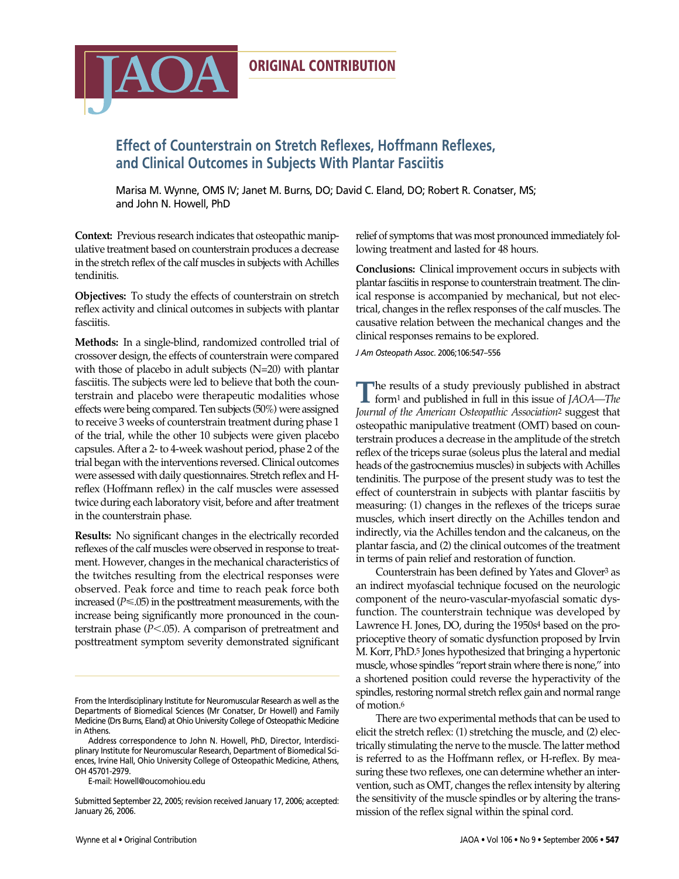ORIGINAL CONTRIBUTION

# Effect of Counterstrain on Stretch Reflexes, Hoffmann Reflexes, and Clinical Outcomes in Subjects With Plantar Fasciitis

Marisa M. Wynne, OMS IV; Janet M. Burns, DO; David C. Eland, DO; Robert R. Conatser, MS; and John N. Howell, PhD

**Context:** Previous research indicates that osteopathic manipulative treatment based on counterstrain produces a decrease in the stretch reflex of the calf muscles in subjects with Achilles tendinitis.

**Objectives:** To study the effects of counterstrain on stretch reflex activity and clinical outcomes in subjects with plantar fasciitis.

**Methods:** In a single-blind, randomized controlled trial of crossover design, the effects of counterstrain were compared with those of placebo in adult subjects (N=20) with plantar fasciitis. The subjects were led to believe that both the counterstrain and placebo were therapeutic modalities whose effects were being compared. Ten subjects (50%) were assigned to receive 3 weeks of counterstrain treatment during phase 1 of the trial, while the other 10 subjects were given placebo capsules. After a 2- to 4-week washout period, phase 2 of the trial began with the interventions reversed. Clinical outcomes were assessed with daily questionnaires. Stretch reflex and H-reflex (Hoffmann reflex) in the calf muscles were assessed twice during each laboratory visit, before and after treatment in the counterstrain phase.

**Results:** No significant changes in the electrically recorded reflexes of the calf muscles were observed in response to treatment. However, changes in the mechanical characteristics of the twitches resulting from the electrical responses were observed. Peak force and time to reach peak force both increased ($P \leq .05$) in the posttreatment measurements, with the increase being significantly more pronounced in the counterstrain phase ($P < .05$). A comparison of pretreatment and posttreatment symptom severity demonstrated significant relief of symptoms that was most pronounced immediately following treatment and lasted for 48 hours.

**Conclusions:** Clinical improvement occurs in subjects with plantar fasciitis in response to counterstrain treatment. The clinical response is accompanied by mechanical, but not electrical, changes in the reflex responses of the calf muscles. The causative relation between the mechanical changes and the clinical responses remains to be explored.

*J Am Osteopath Assoc*. 2006;106:547–556

The results of a study previously published in abstract form[1] and published in full in this issue of *JAOA—The Journal of the American Osteopathic Association*[2] suggest that osteopathic manipulative treatment (OMT) based on counterstrain produces a decrease in the amplitude of the stretch reflex of the triceps surae (soleus plus the lateral and medial heads of the gastrocnemius muscles) in subjects with Achilles tendinitis. The purpose of the present study was to test the effect of counterstrain in subjects with plantar fasciitis by measuring: (1) changes in the reflexes of the triceps surae muscles, which insert directly on the Achilles tendon and indirectly, via the Achilles tendon and the calcaneus, on the plantar fascia, and (2) the clinical outcomes of the treatment in terms of pain relief and restoration of function.

Counterstrain has been defined by Yates and Glover[3] as an indirect myofascial technique focused on the neurologic component of the neuro-vascular-myofascial somatic dysfunction. The counterstrain technique was developed by Lawrence H. Jones, DO, during the 1950s[4] based on the proprioceptive theory of somatic dysfunction proposed by Irvin M. Korr, PhD.[5] Jones hypothesized that bringing a hypertonic muscle, whose spindles "report strain where there is none," into a shortened position could reverse the hyperactivity of the spindles, restoring normal stretch reflex gain and normal range of motion.[6]

There are two experimental methods that can be used to elicit the stretch reflex: (1) stretching the muscle, and (2) electrically stimulating the nerve to the muscle. The latter method is referred to as the Hoffmann reflex, or H-reflex. By measuring these two reflexes, one can determine whether an intervention, such as OMT, changes the reflex intensity by altering the sensitivity of the muscle spindles or by altering the transmission of the reflex signal within the spinal cord.

From the Interdisciplinary Institute for Neuromuscular Research as well as the Departments of Biomedical Sciences (Mr Conatser, Dr Howell) and Family Medicine (Drs Burns, Eland) at Ohio University College of Osteopathic Medicine in Athens.

Address correspondence to John N. Howell, PhD, Director, Interdisciplinary Institute for Neuromuscular Research, Department of Biomedical Sciences, Irvine Hall, Ohio University College of Osteopathic Medicine, Athens, OH 45701-2979.

E-mail: Howell@oucomohiou.edu

Submitted September 22, 2005; revision received January 17, 2006; accepted: January 26, 2006.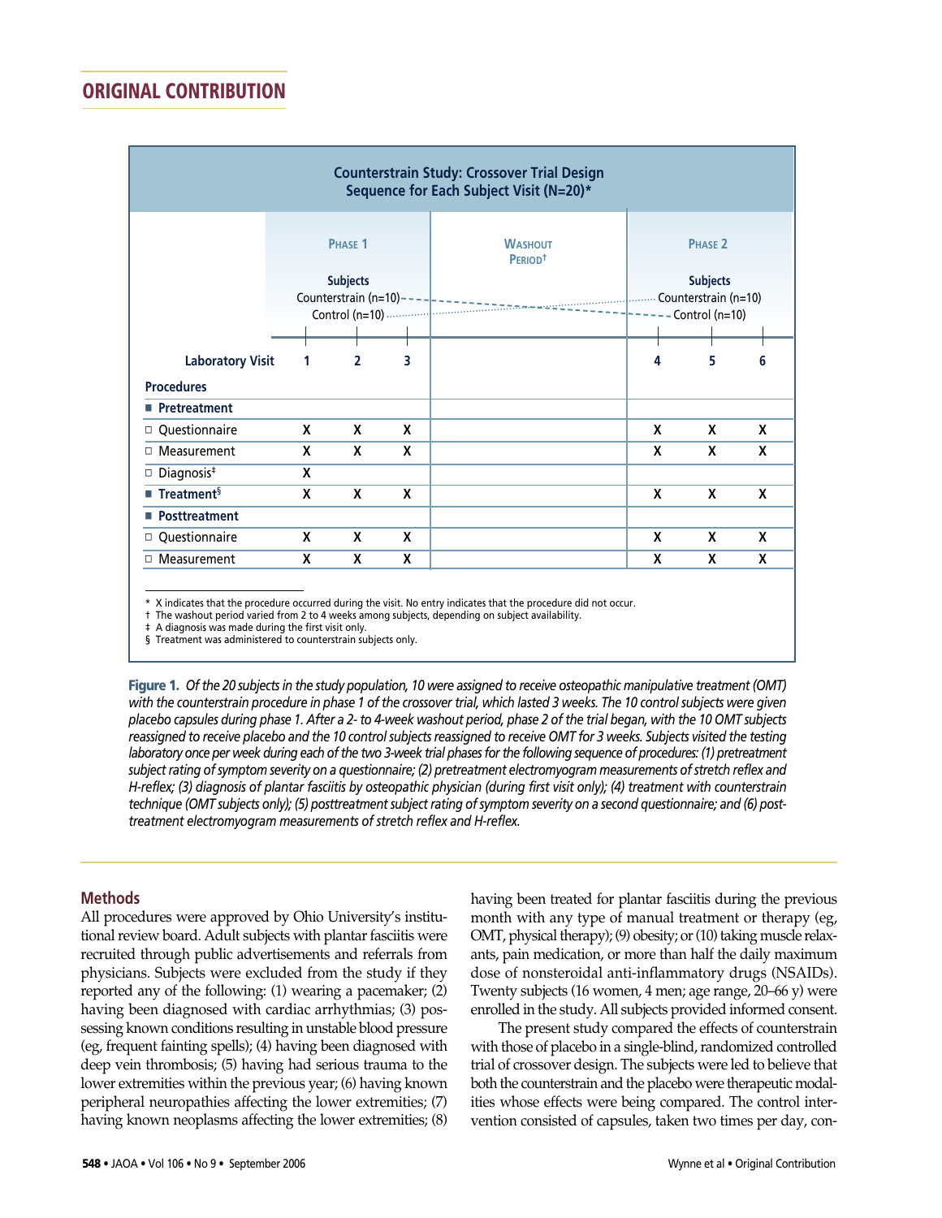**Counterstrain Study: Crossover Trial Design**
**Sequence for Each Subject Visit (N=20)***

| | Phase 1 | | | Washout Period† | Phase 2 | | |
|---|---|---|---|---|---|---|---|
| **Subjects** | Counterstrain (n=10) / Control (n=10) | | | | Counterstrain (n=10) / Control (n=10) | | |
| **Laboratory Visit** | **1** | **2** | **3** | | **4** | **5** | **6** |
| **Procedures** | | | | | | | |
| ■ **Pretreatment** | | | | | | | |
| □ Questionnaire | X | X | X | | X | X | X |
| □ Measurement | X | X | X | | X | X | X |
| □ Diagnosis‡ | X | | | | | | |
| ■ **Treatment**§ | X | X | X | | X | X | X |
| ■ **Posttreatment** | | | | | | | |
| □ Questionnaire | X | X | X | | X | X | X |
| □ Measurement | X | X | X | | X | X | X |

\* X indicates that the procedure occurred during the visit. No entry indicates that the procedure did not occur.
† The washout period varied from 2 to 4 weeks among subjects, depending on subject availability.
‡ A diagnosis was made during the first visit only.
§ Treatment was administered to counterstrain subjects only.

**Figure 1.** *Of the 20 subjects in the study population, 10 were assigned to receive osteopathic manipulative treatment (OMT) with the counterstrain procedure in phase 1 of the crossover trial, which lasted 3 weeks. The 10 control subjects were given placebo capsules during phase 1. After a 2- to 4-week washout period, phase 2 of the trial began, with the 10 OMT subjects reassigned to receive placebo and the 10 control subjects reassigned to receive OMT for 3 weeks. Subjects visited the testing laboratory once per week during each of the two 3-week trial phases for the following sequence of procedures: (1) pretreatment subject rating of symptom severity on a questionnaire; (2) pretreatment electromyogram measurements of stretch reflex and H-reflex; (3) diagnosis of plantar fasciitis by osteopathic physician (during first visit only); (4) treatment with counterstrain technique (OMT subjects only); (5) posttreatment subject rating of symptom severity on a second questionnaire; and (6) posttreatment electromyogram measurements of stretch reflex and H-reflex.*

## Methods

All procedures were approved by Ohio University's institutional review board. Adult subjects with plantar fasciitis were recruited through public advertisements and referrals from physicians. Subjects were excluded from the study if they reported any of the following: (1) wearing a pacemaker; (2) having been diagnosed with cardiac arrhythmias; (3) possessing known conditions resulting in unstable blood pressure (eg, frequent fainting spells); (4) having been diagnosed with deep vein thrombosis; (5) having had serious trauma to the lower extremities within the previous year; (6) having known peripheral neuropathies affecting the lower extremities; (7) having known neoplasms affecting the lower extremities; (8) having been treated for plantar fasciitis during the previous month with any type of manual treatment or therapy (eg, OMT, physical therapy); (9) obesity; or (10) taking muscle relaxants, pain medication, or more than half the daily maximum dose of nonsteroidal anti-inflammatory drugs (NSAIDs). Twenty subjects (16 women, 4 men; age range, 20–66 y) were enrolled in the study. All subjects provided informed consent.

The present study compared the effects of counterstrain with those of placebo in a single-blind, randomized controlled trial of crossover design. The subjects were led to believe that both the counterstrain and the placebo were therapeutic modalities whose effects were being compared. The control intervention consisted of capsules, taken two times per day, con-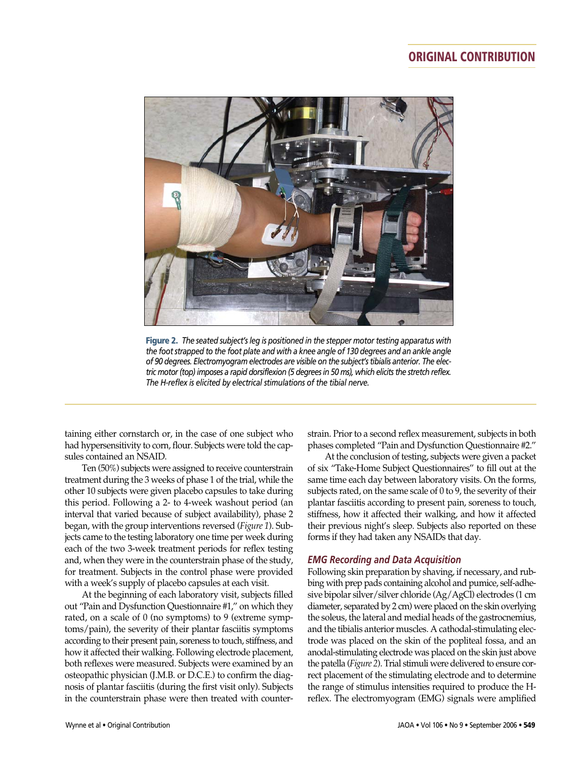**Figure 2.** *The seated subject's leg is positioned in the stepper motor testing apparatus with the foot strapped to the foot plate and with a knee angle of 130 degrees and an ankle angle of 90 degrees. Electromyogram electrodes are visible on the subject's tibialis anterior. The electric motor (top) imposes a rapid dorsiflexion (5 degrees in 50 ms), which elicits the stretch reflex. The H-reflex is elicited by electrical stimulations of the tibial nerve.*

taining either cornstarch or, in the case of one subject who had hypersensitivity to corn, flour. Subjects were told the capsules contained an NSAID.

Ten (50%) subjects were assigned to receive counterstrain treatment during the 3 weeks of phase 1 of the trial, while the other 10 subjects were given placebo capsules to take during this period. Following a 2- to 4-week washout period (an interval that varied because of subject availability), phase 2 began, with the group interventions reversed (*Figure 1*). Subjects came to the testing laboratory one time per week during each of the two 3-week treatment periods for reflex testing and, when they were in the counterstrain phase of the study, for treatment. Subjects in the control phase were provided with a week's supply of placebo capsules at each visit.

At the beginning of each laboratory visit, subjects filled out "Pain and Dysfunction Questionnaire #1," on which they rated, on a scale of 0 (no symptoms) to 9 (extreme symptoms/pain), the severity of their plantar fasciitis symptoms according to their present pain, soreness to touch, stiffness, and how it affected their walking. Following electrode placement, both reflexes were measured. Subjects were examined by an osteopathic physician (J.M.B. or D.C.E.) to confirm the diagnosis of plantar fasciitis (during the first visit only). Subjects in the counterstrain phase were then treated with counterstrain. Prior to a second reflex measurement, subjects in both phases completed "Pain and Dysfunction Questionnaire #2."

At the conclusion of testing, subjects were given a packet of six "Take-Home Subject Questionnaires" to fill out at the same time each day between laboratory visits. On the forms, subjects rated, on the same scale of 0 to 9, the severity of their plantar fasciitis according to present pain, soreness to touch, stiffness, how it affected their walking, and how it affected their previous night's sleep. Subjects also reported on these forms if they had taken any NSAIDs that day.

### *EMG Recording and Data Acquisition*

Following skin preparation by shaving, if necessary, and rubbing with prep pads containing alcohol and pumice, self-adhesive bipolar silver/silver chloride (Ag/AgCl) electrodes (1 cm diameter, separated by 2 cm) were placed on the skin overlying the soleus, the lateral and medial heads of the gastrocnemius, and the tibialis anterior muscles. A cathodal-stimulating electrode was placed on the skin of the popliteal fossa, and an anodal-stimulating electrode was placed on the skin just above the patella (*Figure 2*). Trial stimuli were delivered to ensure correct placement of the stimulating electrode and to determine the range of stimulus intensities required to produce the H-reflex. The electromyogram (EMG) signals were amplified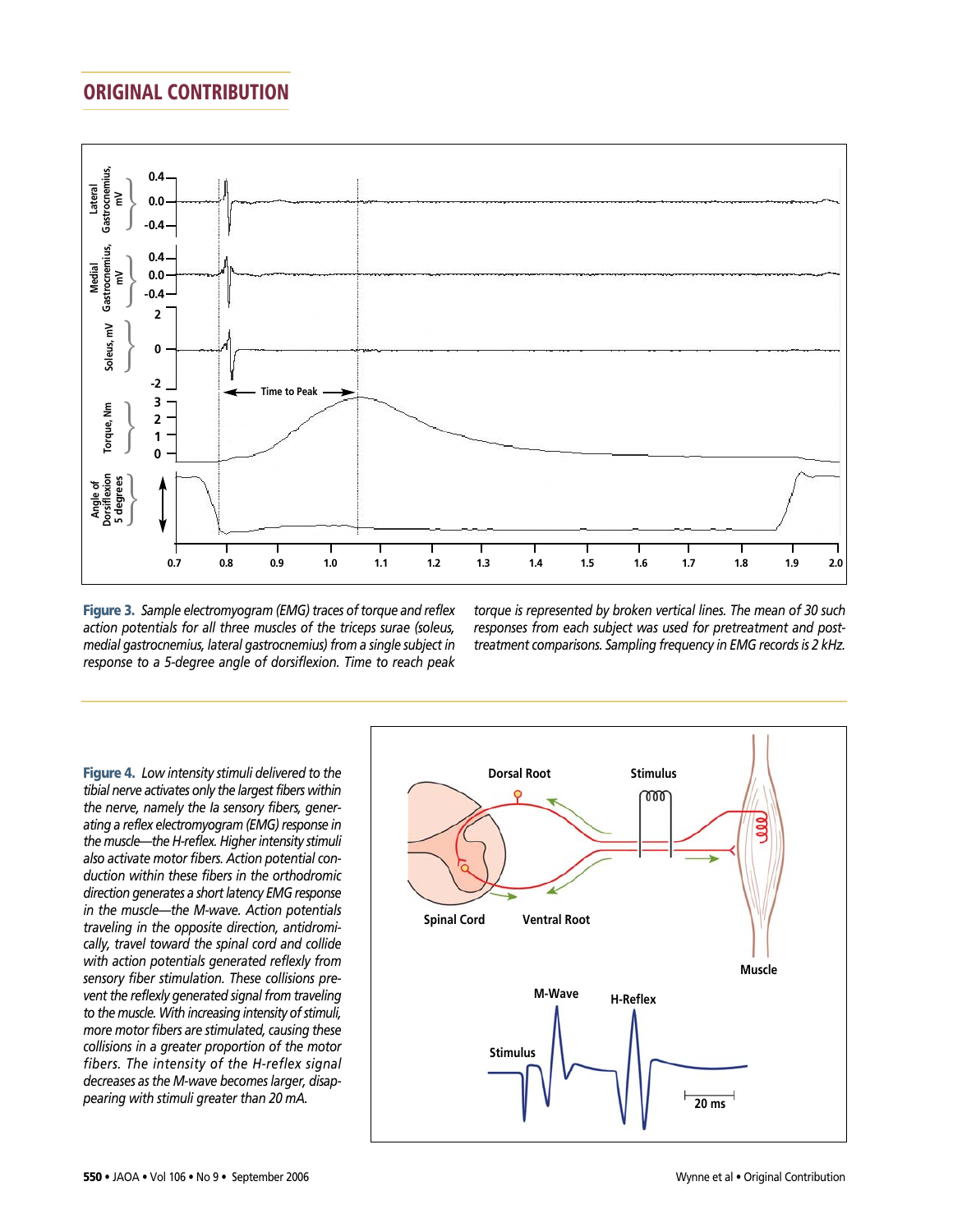## ORIGINAL CONTRIBUTION

**Figure 3.** *Sample electromyogram (EMG) traces of torque and reflex action potentials for all three muscles of the triceps surae (soleus, medial gastrocnemius, lateral gastrocnemius) from a single subject in response to a 5-degree angle of dorsiflexion. Time to reach peak torque is represented by broken vertical lines. The mean of 30 such responses from each subject was used for pretreatment and posttreatment comparisons. Sampling frequency in EMG records is 2 kHz.*

**Figure 4.** *Low intensity stimuli delivered to the tibial nerve activates only the largest fibers within the nerve, namely the Ia sensory fibers, generating a reflex electromyogram (EMG) response in the muscle—the H-reflex. Higher intensity stimuli also activate motor fibers. Action potential conduction within these fibers in the orthodromic direction generates a short latency EMG response in the muscle—the M-wave. Action potentials traveling in the opposite direction, antidromically, travel toward the spinal cord and collide with action potentials generated reflexly from sensory fiber stimulation. These collisions prevent the reflexly generated signal from traveling to the muscle. With increasing intensity of stimuli, more motor fibers are stimulated, causing these collisions in a greater proportion of the motor fibers. The intensity of the H-reflex signal decreases as the M-wave becomes larger, disappearing with stimuli greater than 20 mA.*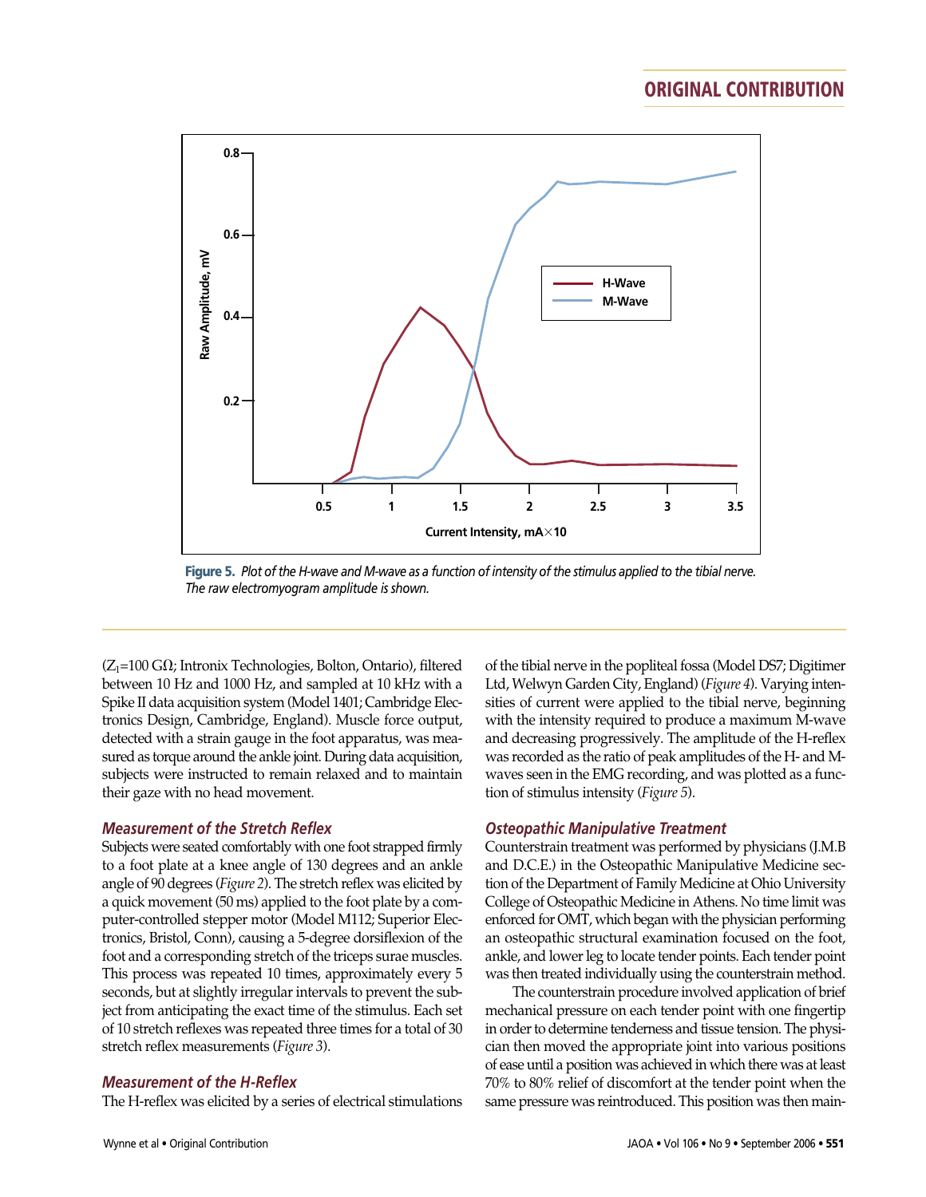**Figure 5.** *Plot of the H-wave and M-wave as a function of intensity of the stimulus applied to the tibial nerve. The raw electromyogram amplitude is shown.*

($Z_1$=100 GΩ; Intronix Technologies, Bolton, Ontario), filtered between 10 Hz and 1000 Hz, and sampled at 10 kHz with a Spike II data acquisition system (Model 1401; Cambridge Electronics Design, Cambridge, England). Muscle force output, detected with a strain gauge in the foot apparatus, was measured as torque around the ankle joint. During data acquisition, subjects were instructed to remain relaxed and to maintain their gaze with no head movement.

### *Measurement of the Stretch Reflex*

Subjects were seated comfortably with one foot strapped firmly to a foot plate at a knee angle of 130 degrees and an ankle angle of 90 degrees (*Figure 2*). The stretch reflex was elicited by a quick movement (50 ms) applied to the foot plate by a computer-controlled stepper motor (Model M112; Superior Electronics, Bristol, Conn), causing a 5-degree dorsiflexion of the foot and a corresponding stretch of the triceps surae muscles. This process was repeated 10 times, approximately every 5 seconds, but at slightly irregular intervals to prevent the subject from anticipating the exact time of the stimulus. Each set of 10 stretch reflexes was repeated three times for a total of 30 stretch reflex measurements (*Figure 3*).

### *Measurement of the H-Reflex*

The H-reflex was elicited by a series of electrical stimulations of the tibial nerve in the popliteal fossa (Model DS7; Digitimer Ltd, Welwyn Garden City, England) (*Figure 4*). Varying intensities of current were applied to the tibial nerve, beginning with the intensity required to produce a maximum M-wave and decreasing progressively. The amplitude of the H-reflex was recorded as the ratio of peak amplitudes of the H- and M-waves seen in the EMG recording, and was plotted as a function of stimulus intensity (*Figure 5*).

### *Osteopathic Manipulative Treatment*

Counterstrain treatment was performed by physicians (J.M.B and D.C.E.) in the Osteopathic Manipulative Medicine section of the Department of Family Medicine at Ohio University College of Osteopathic Medicine in Athens. No time limit was enforced for OMT, which began with the physician performing an osteopathic structural examination focused on the foot, ankle, and lower leg to locate tender points. Each tender point was then treated individually using the counterstrain method.

The counterstrain procedure involved application of brief mechanical pressure on each tender point with one fingertip in order to determine tenderness and tissue tension. The physician then moved the appropriate joint into various positions of ease until a position was achieved in which there was at least 70% to 80% relief of discomfort at the tender point when the same pressure was reintroduced. This position was then main-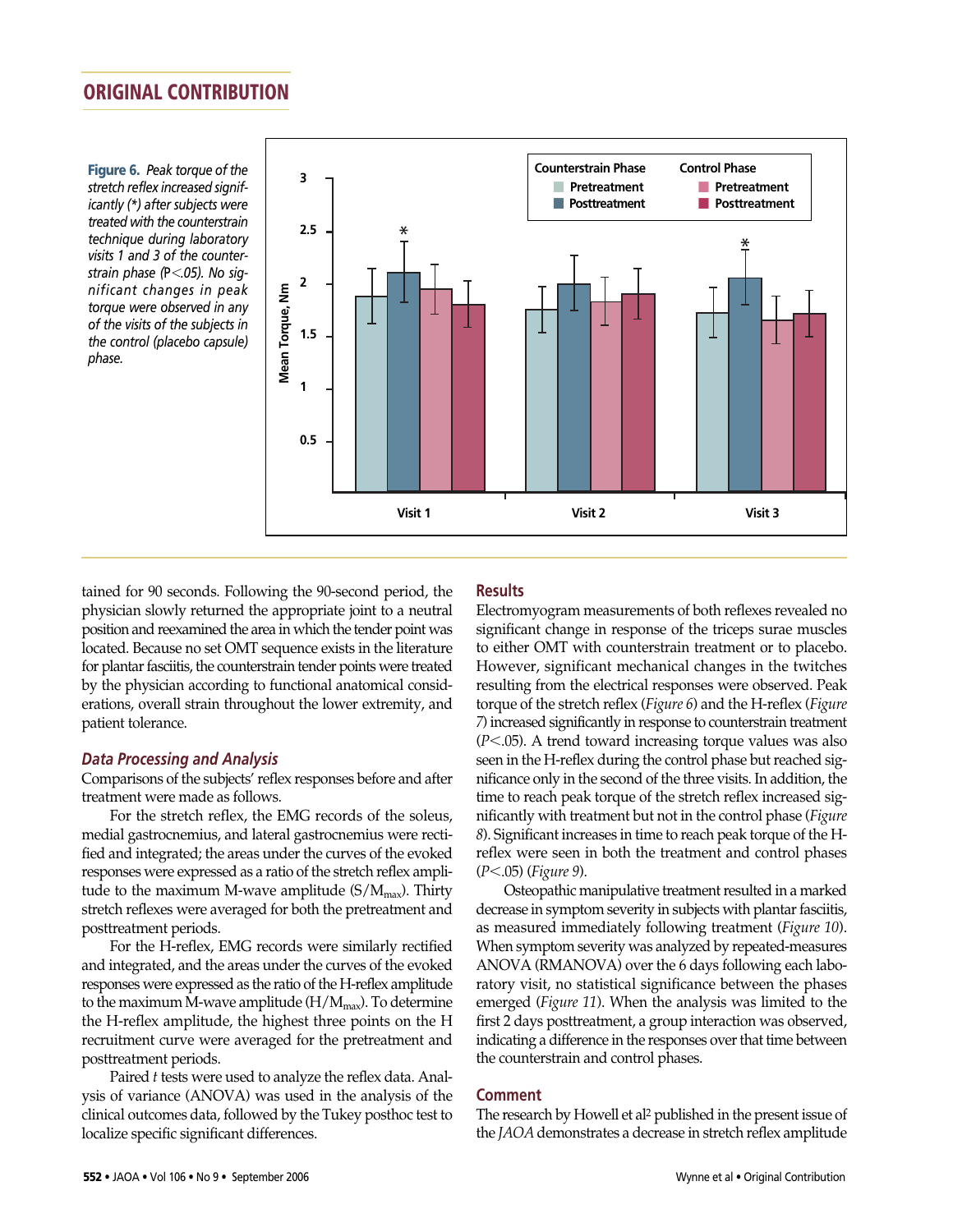**Figure 6.** *Peak torque of the stretch reflex increased significantly (*) after subjects were treated with the counterstrain technique during laboratory visits 1 and 3 of the counterstrain phase (P<.05). No significant changes in peak torque were observed in any of the visits of the subjects in the control (placebo capsule) phase.*

tained for 90 seconds. Following the 90-second period, the physician slowly returned the appropriate joint to a neutral position and reexamined the area in which the tender point was located. Because no set OMT sequence exists in the literature for plantar fasciitis, the counterstrain tender points were treated by the physician according to functional anatomical considerations, overall strain throughout the lower extremity, and patient tolerance.

### *Data Processing and Analysis*

Comparisons of the subjects' reflex responses before and after treatment were made as follows.

For the stretch reflex, the EMG records of the soleus, medial gastrocnemius, and lateral gastrocnemius were rectified and integrated; the areas under the curves of the evoked responses were expressed as a ratio of the stretch reflex amplitude to the maximum M-wave amplitude ($S/M_{max}$). Thirty stretch reflexes were averaged for both the pretreatment and posttreatment periods.

For the H-reflex, EMG records were similarly rectified and integrated, and the areas under the curves of the evoked responses were expressed as the ratio of the H-reflex amplitude to the maximum M-wave amplitude ($H/M_{max}$). To determine the H-reflex amplitude, the highest three points on the H recruitment curve were averaged for the pretreatment and posttreatment periods.

Paired *t* tests were used to analyze the reflex data. Analysis of variance (ANOVA) was used in the analysis of the clinical outcomes data, followed by the Tukey posthoc test to localize specific significant differences.

## Results

Electromyogram measurements of both reflexes revealed no significant change in response of the triceps surae muscles to either OMT with counterstrain treatment or to placebo. However, significant mechanical changes in the twitches resulting from the electrical responses were observed. Peak torque of the stretch reflex (*Figure 6*) and the H-reflex (*Figure 7*) increased significantly in response to counterstrain treatment ($P<.05$). A trend toward increasing torque values was also seen in the H-reflex during the control phase but reached significance only in the second of the three visits. In addition, the time to reach peak torque of the stretch reflex increased significantly with treatment but not in the control phase (*Figure 8*). Significant increases in time to reach peak torque of the H-reflex were seen in both the treatment and control phases ($P<.05$) (*Figure 9*).

Osteopathic manipulative treatment resulted in a marked decrease in symptom severity in subjects with plantar fasciitis, as measured immediately following treatment (*Figure 10*). When symptom severity was analyzed by repeated-measures ANOVA (RMANOVA) over the 6 days following each laboratory visit, no statistical significance between the phases emerged (*Figure 11*). When the analysis was limited to the first 2 days posttreatment, a group interaction was observed, indicating a difference in the responses over that time between the counterstrain and control phases.

## Comment

The research by Howell et al[2] published in the present issue of the *JAOA* demonstrates a decrease in stretch reflex amplitude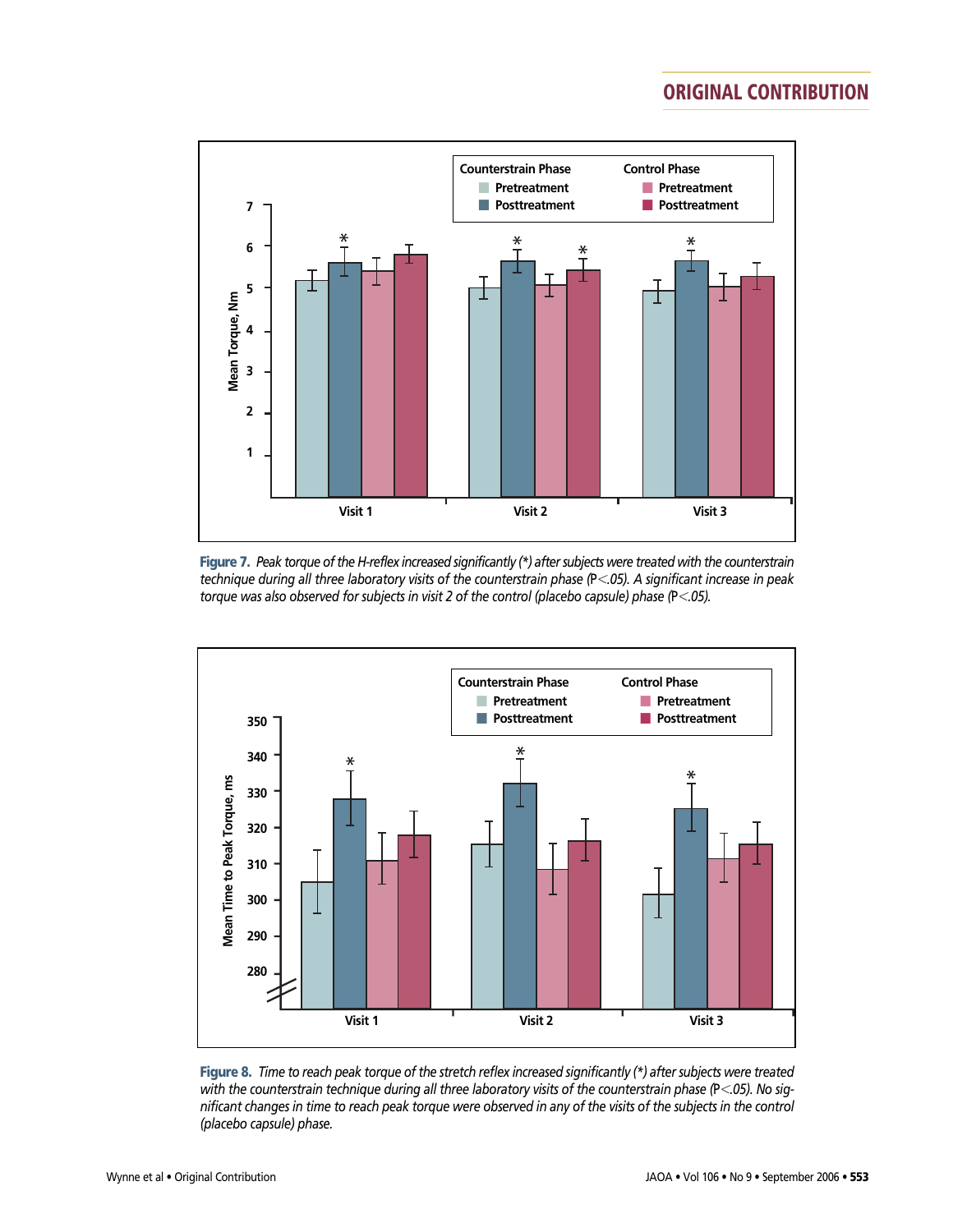**Figure 7.** *Peak torque of the H-reflex increased significantly (*) after subjects were treated with the counterstrain technique during all three laboratory visits of the counterstrain phase (*P*<.05). A significant increase in peak torque was also observed for subjects in visit 2 of the control (placebo capsule) phase (*P*<.05).*

**Figure 8.** *Time to reach peak torque of the stretch reflex increased significantly (*) after subjects were treated with the counterstrain technique during all three laboratory visits of the counterstrain phase (*P*<.05). No significant changes in time to reach peak torque were observed in any of the visits of the subjects in the control (placebo capsule) phase.*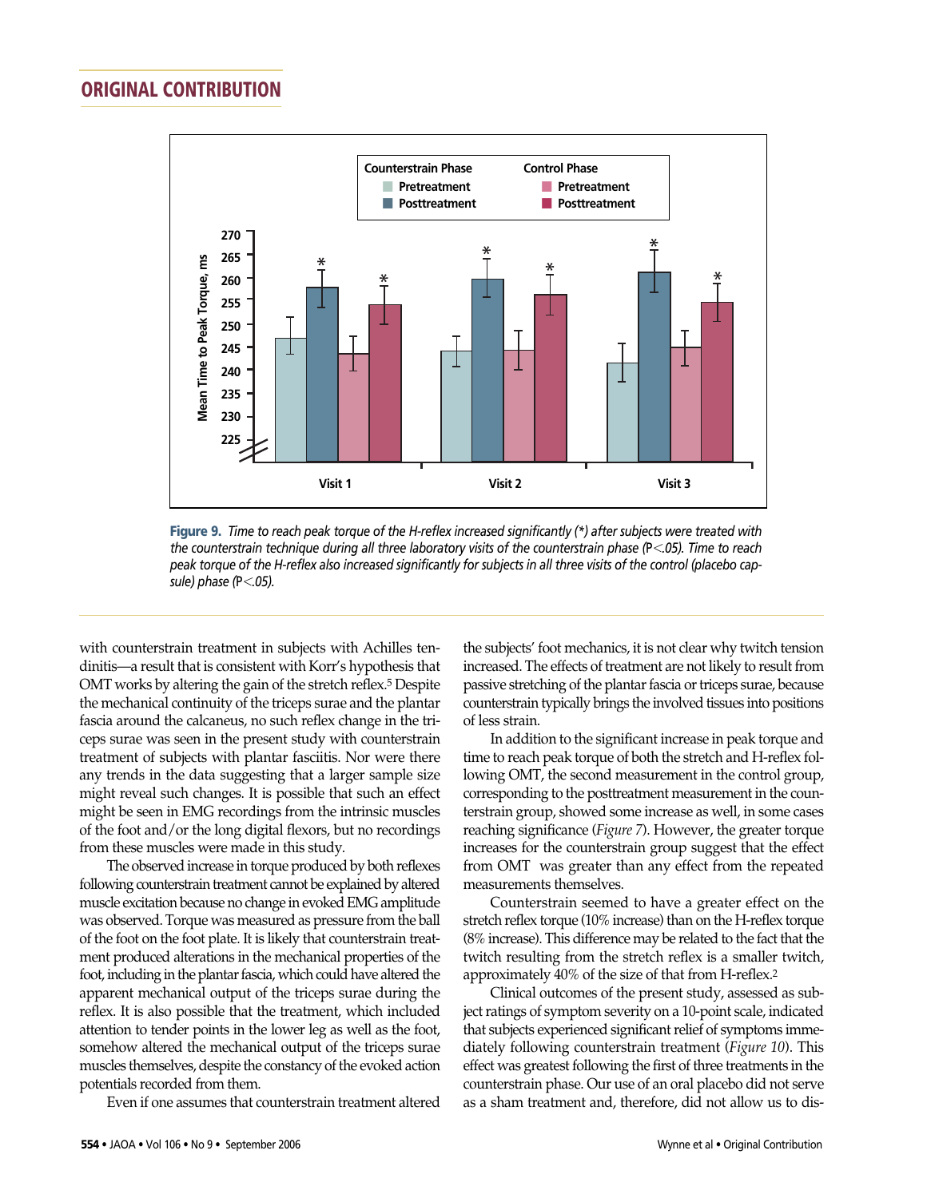**Figure 9.** *Time to reach peak torque of the H-reflex increased significantly (*) after subjects were treated with the counterstrain technique during all three laboratory visits of the counterstrain phase (P<.05). Time to reach peak torque of the H-reflex also increased significantly for subjects in all three visits of the control (placebo capsule) phase (P<.05).*

with counterstrain treatment in subjects with Achilles tendinitis—a result that is consistent with Korr's hypothesis that OMT works by altering the gain of the stretch reflex.[5] Despite the mechanical continuity of the triceps surae and the plantar fascia around the calcaneus, no such reflex change in the triceps surae was seen in the present study with counterstrain treatment of subjects with plantar fasciitis. Nor were there any trends in the data suggesting that a larger sample size might reveal such changes. It is possible that such an effect might be seen in EMG recordings from the intrinsic muscles of the foot and/or the long digital flexors, but no recordings from these muscles were made in this study.

The observed increase in torque produced by both reflexes following counterstrain treatment cannot be explained by altered muscle excitation because no change in evoked EMG amplitude was observed. Torque was measured as pressure from the ball of the foot on the foot plate. It is likely that counterstrain treatment produced alterations in the mechanical properties of the foot, including in the plantar fascia, which could have altered the apparent mechanical output of the triceps surae during the reflex. It is also possible that the treatment, which included attention to tender points in the lower leg as well as the foot, somehow altered the mechanical output of the triceps surae muscles themselves, despite the constancy of the evoked action potentials recorded from them.

Even if one assumes that counterstrain treatment altered the subjects' foot mechanics, it is not clear why twitch tension increased. The effects of treatment are not likely to result from passive stretching of the plantar fascia or triceps surae, because counterstrain typically brings the involved tissues into positions of less strain.

In addition to the significant increase in peak torque and time to reach peak torque of both the stretch and H-reflex following OMT, the second measurement in the control group, corresponding to the posttreatment measurement in the counterstrain group, showed some increase as well, in some cases reaching significance (*Figure 7*). However, the greater torque increases for the counterstrain group suggest that the effect from OMT was greater than any effect from the repeated measurements themselves.

Counterstrain seemed to have a greater effect on the stretch reflex torque (10% increase) than on the H-reflex torque (8% increase). This difference may be related to the fact that the twitch resulting from the stretch reflex is a smaller twitch, approximately 40% of the size of that from H-reflex.[2]

Clinical outcomes of the present study, assessed as subject ratings of symptom severity on a 10-point scale, indicated that subjects experienced significant relief of symptoms immediately following counterstrain treatment (*Figure 10*). This effect was greatest following the first of three treatments in the counterstrain phase. Our use of an oral placebo did not serve as a sham treatment and, therefore, did not allow us to dis-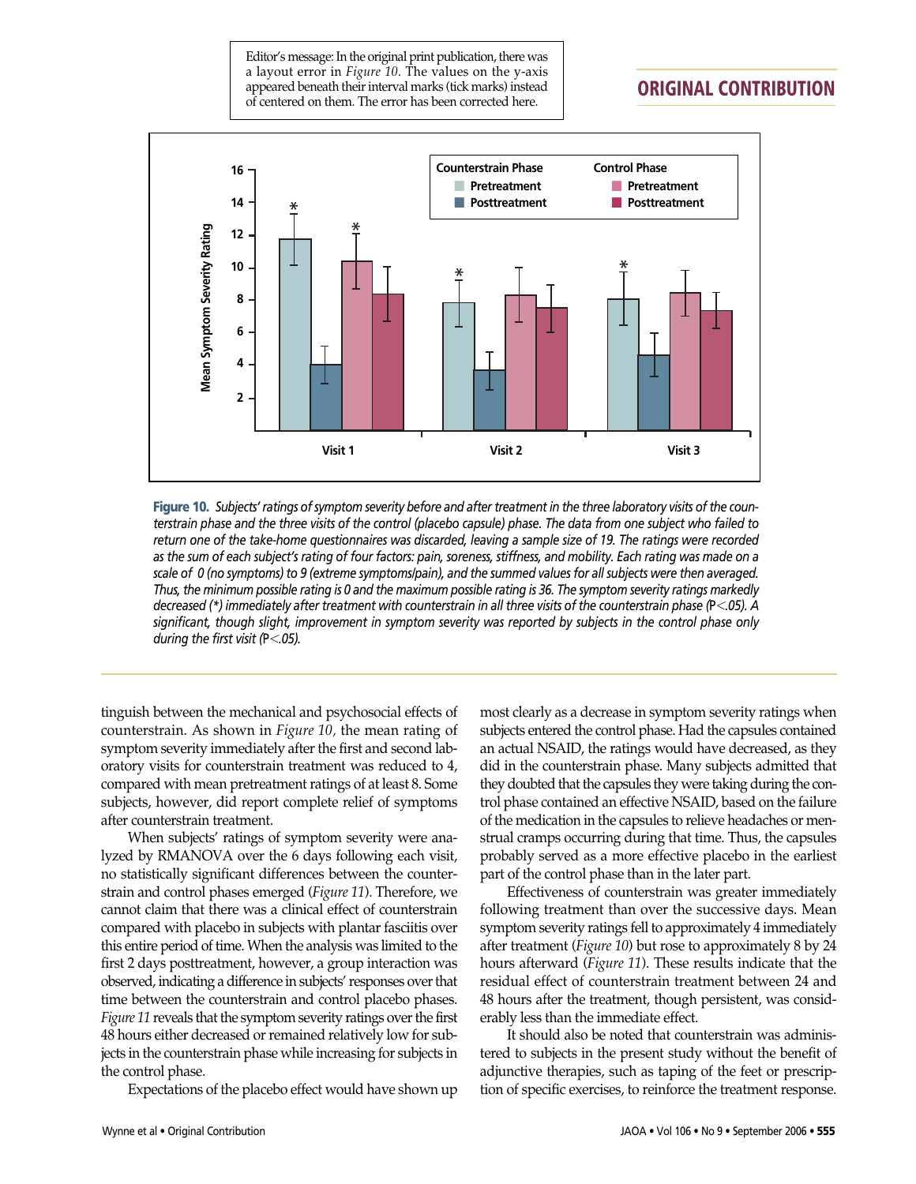Editor's message: In the original print publication, there was a layout error in *Figure 10*. The values on the y-axis appeared beneath their interval marks (tick marks) instead of centered on them. The error has been corrected here.

**Figure 10.** *Subjects' ratings of symptom severity before and after treatment in the three laboratory visits of the counterstrain phase and the three visits of the control (placebo capsule) phase. The data from one subject who failed to return one of the take-home questionnaires was discarded, leaving a sample size of 19. The ratings were recorded as the sum of each subject's rating of four factors: pain, soreness, stiffness, and mobility. Each rating was made on a scale of 0 (no symptoms) to 9 (extreme symptoms/pain), and the summed values for all subjects were then averaged. Thus, the minimum possible rating is 0 and the maximum possible rating is 36. The symptom severity ratings markedly decreased (*) immediately after treatment with counterstrain in all three visits of the counterstrain phase ($P<.05$). A significant, though slight, improvement in symptom severity was reported by subjects in the control phase only during the first visit ($P<.05$).*

tinguish between the mechanical and psychosocial effects of counterstrain. As shown in *Figure 10,* the mean rating of symptom severity immediately after the first and second laboratory visits for counterstrain treatment was reduced to 4, compared with mean pretreatment ratings of at least 8. Some subjects, however, did report complete relief of symptoms after counterstrain treatment.

When subjects' ratings of symptom severity were analyzed by RMANOVA over the 6 days following each visit, no statistically significant differences between the counterstrain and control phases emerged (*Figure 11*). Therefore, we cannot claim that there was a clinical effect of counterstrain compared with placebo in subjects with plantar fasciitis over this entire period of time. When the analysis was limited to the first 2 days posttreatment, however, a group interaction was observed, indicating a difference in subjects' responses over that time between the counterstrain and control placebo phases. *Figure 11* reveals that the symptom severity ratings over the first 48 hours either decreased or remained relatively low for subjects in the counterstrain phase while increasing for subjects in the control phase.

Expectations of the placebo effect would have shown up most clearly as a decrease in symptom severity ratings when subjects entered the control phase. Had the capsules contained an actual NSAID, the ratings would have decreased, as they did in the counterstrain phase. Many subjects admitted that they doubted that the capsules they were taking during the control phase contained an effective NSAID, based on the failure of the medication in the capsules to relieve headaches or menstrual cramps occurring during that time. Thus, the capsules probably served as a more effective placebo in the earliest part of the control phase than in the later part.

Effectiveness of counterstrain was greater immediately following treatment than over the successive days. Mean symptom severity ratings fell to approximately 4 immediately after treatment (*Figure 10*) but rose to approximately 8 by 24 hours afterward (*Figure 11*). These results indicate that the residual effect of counterstrain treatment between 24 and 48 hours after the treatment, though persistent, was considerably less than the immediate effect.

It should also be noted that counterstrain was administered to subjects in the present study without the benefit of adjunctive therapies, such as taping of the feet or prescription of specific exercises, to reinforce the treatment response.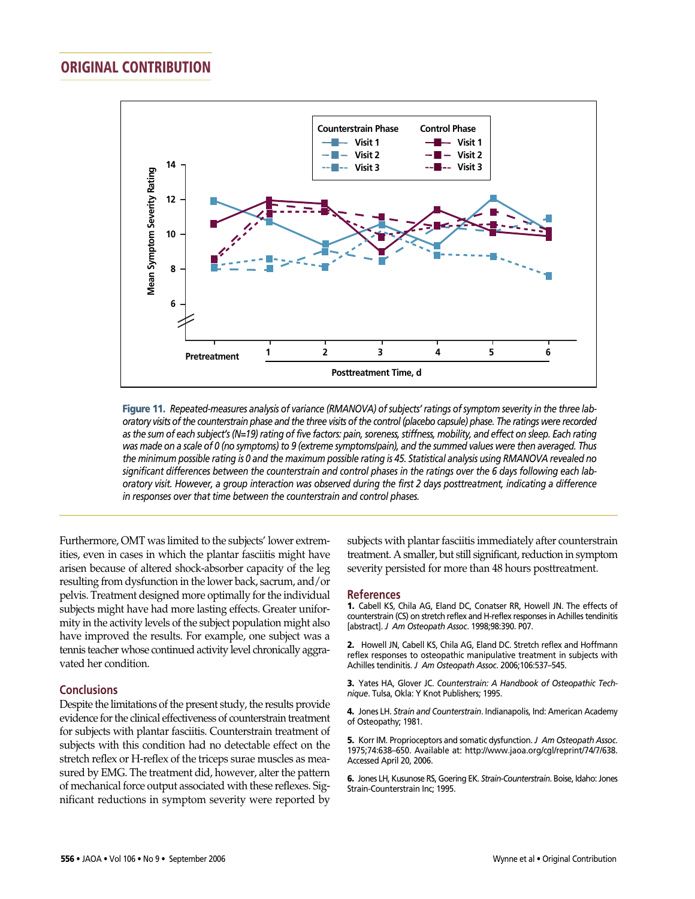Counterstrain Phase
Visit 1
Visit 2
Visit 3

Control Phase
Visit 1
Visit 2
Visit 3

Mean Symptom Severity Rating
14
12
10
8
6

Pretreatment
1
2
3
4
5
6
Posttreatment Time, d

**Figure 11.** *Repeated-measures analysis of variance (RMANOVA) of subjects' ratings of symptom severity in the three laboratory visits of the counterstrain phase and the three visits of the control (placebo capsule) phase. The ratings were recorded as the sum of each subject's (N=19) rating of five factors: pain, soreness, stiffness, mobility, and effect on sleep. Each rating was made on a scale of 0 (no symptoms) to 9 (extreme symptoms/pain), and the summed values were then averaged. Thus the minimum possible rating is 0 and the maximum possible rating is 45. Statistical analysis using RMANOVA revealed no significant differences between the counterstrain and control phases in the ratings over the 6 days following each laboratory visit. However, a group interaction was observed during the first 2 days posttreatment, indicating a difference in responses over that time between the counterstrain and control phases.*

Furthermore, OMT was limited to the subjects' lower extremities, even in cases in which the plantar fasciitis might have arisen because of altered shock-absorber capacity of the leg resulting from dysfunction in the lower back, sacrum, and/or pelvis. Treatment designed more optimally for the individual subjects might have had more lasting effects. Greater uniformity in the activity levels of the subject population might also have improved the results. For example, one subject was a tennis teacher whose continued activity level chronically aggravated her condition.

## Conclusions

Despite the limitations of the present study, the results provide evidence for the clinical effectiveness of counterstrain treatment for subjects with plantar fasciitis. Counterstrain treatment of subjects with this condition had no detectable effect on the stretch reflex or H-reflex of the triceps surae muscles as measured by EMG. The treatment did, however, alter the pattern of mechanical force output associated with these reflexes. Significant reductions in symptom severity were reported by subjects with plantar fasciitis immediately after counterstrain treatment. A smaller, but still significant, reduction in symptom severity persisted for more than 48 hours posttreatment.

## References

**1.** Cabell KS, Chila AG, Eland DC, Conatser RR, Howell JN. The effects of counterstrain (CS) on stretch reflex and H-reflex responses in Achilles tendinitis [abstract]. *J Am Osteopath Assoc*. 1998;98:390. P07.

**2.** Howell JN, Cabell KS, Chila AG, Eland DC. Stretch reflex and Hoffmann reflex responses to osteopathic manipulative treatment in subjects with Achilles tendinitis. *J Am Osteopath Assoc*. 2006;106:537–545.

**3.** Yates HA, Glover JC. *Counterstrain: A Handbook of Osteopathic Technique*. Tulsa, Okla: Y Knot Publishers; 1995.

**4.** Jones LH. *Strain and Counterstrain*. Indianapolis, Ind: American Academy of Osteopathy; 1981.

**5.** Korr IM. Proprioceptors and somatic dysfunction. *J Am Osteopath Assoc*. 1975;74:638–650. Available at: http://www.jaoa.org/cgl/reprint/74/7/638. Accessed April 20, 2006.

**6.** Jones LH, Kusunose RS, Goering EK. *Strain-Counterstrain*. Boise, Idaho: Jones Strain-Counterstrain Inc; 1995.